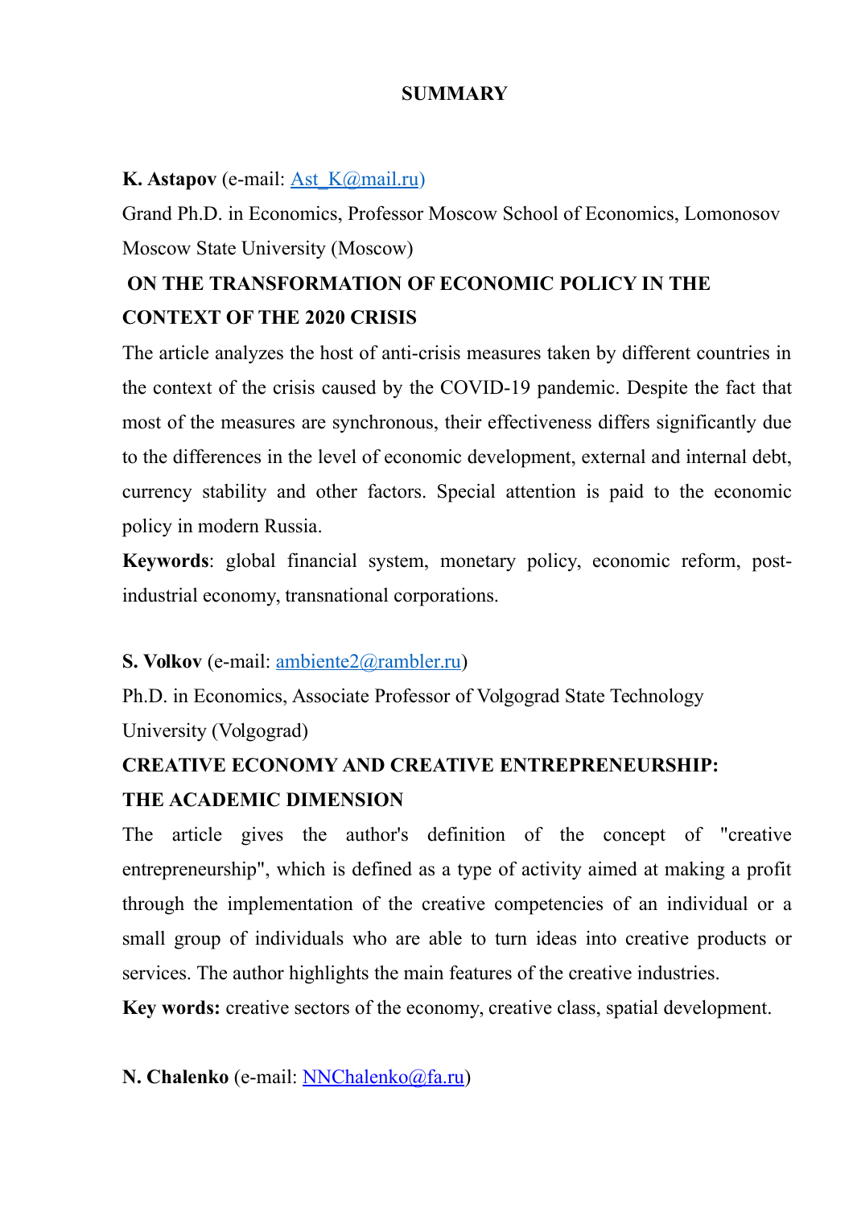# SUMMARY

**K. Astapov** (e-mail: Ast_K@mail.ru)

Grand Ph.D. in Economics, Professor Moscow School of Economics, Lomonosov Moscow State University (Moscow)

**ON THE TRANSFORMATION OF ECONOMIC POLICY IN THE CONTEXT OF THE 2020 CRISIS**

The article analyzes the host of anti-crisis measures taken by different countries in the context of the crisis caused by the COVID-19 pandemic. Despite the fact that most of the measures are synchronous, their effectiveness differs significantly due to the differences in the level of economic development, external and internal debt, currency stability and other factors. Special attention is paid to the economic policy in modern Russia.

**Keywords**: global financial system, monetary policy, economic reform, post-industrial economy, transnational corporations.

**S. Volkov** (e-mail: ambiente2@rambler.ru)

Ph.D. in Economics, Associate Professor of Volgograd State Technology University (Volgograd)

**CREATIVE ECONOMY AND CREATIVE ENTREPRENEURSHIP: THE ACADEMIC DIMENSION**

The article gives the author's definition of the concept of "creative entrepreneurship", which is defined as a type of activity aimed at making a profit through the implementation of the creative competencies of an individual or a small group of individuals who are able to turn ideas into creative products or services. The author highlights the main features of the creative industries.

**Key words:** creative sectors of the economy, creative class, spatial development.

**N. Chalenko** (e-mail: NNChalenko@fa.ru)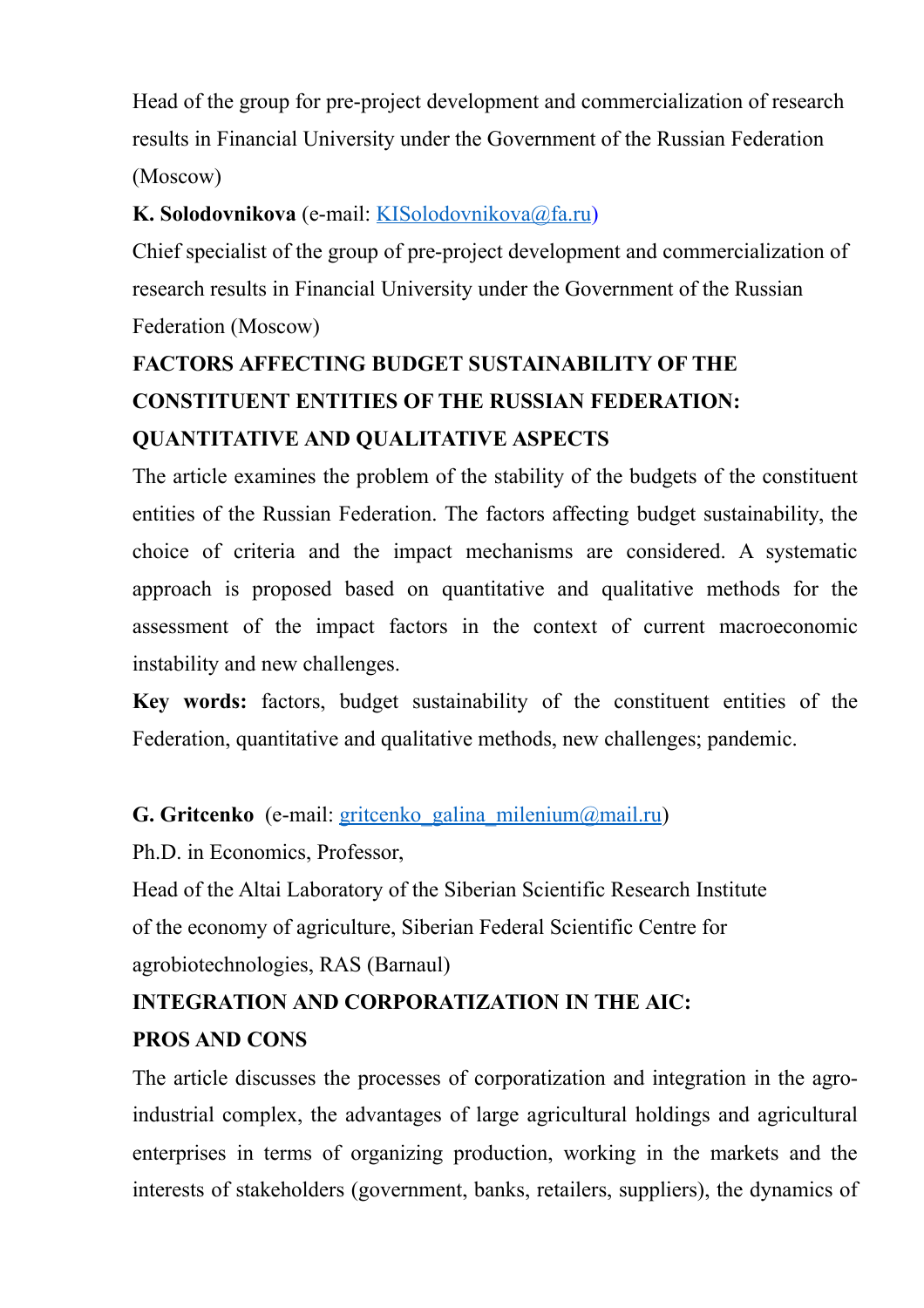Head of the group for pre-project development and commercialization of research results in Financial University under the Government of the Russian Federation (Moscow)

**K. Solodovnikova** (e-mail: KISolodovnikova@fa.ru)

Chief specialist of the group of pre-project development and commercialization of research results in Financial University under the Government of the Russian Federation (Moscow)

**FACTORS AFFECTING BUDGET SUSTAINABILITY OF THE CONSTITUENT ENTITIES OF THE RUSSIAN FEDERATION: QUANTITATIVE AND QUALITATIVE ASPECTS**

The article examines the problem of the stability of the budgets of the constituent entities of the Russian Federation. The factors affecting budget sustainability, the choice of criteria and the impact mechanisms are considered. A systematic approach is proposed based on quantitative and qualitative methods for the assessment of the impact factors in the context of current macroeconomic instability and new challenges.

**Key words:** factors, budget sustainability of the constituent entities of the Federation, quantitative and qualitative methods, new challenges; pandemic.

**G. Gritcenko** (e-mail: gritcenko_galina_milenium@mail.ru)

Ph.D. in Economics, Professor,

Head of the Altai Laboratory of the Siberian Scientific Research Institute of the economy of agriculture, Siberian Federal Scientific Centre for agrobiotechnologies, RAS (Barnaul)

**INTEGRATION AND CORPORATIZATION IN THE AIC: PROS AND CONS**

The article discusses the processes of corporatization and integration in the agro-industrial complex, the advantages of large agricultural holdings and agricultural enterprises in terms of organizing production, working in the markets and the interests of stakeholders (government, banks, retailers, suppliers), the dynamics of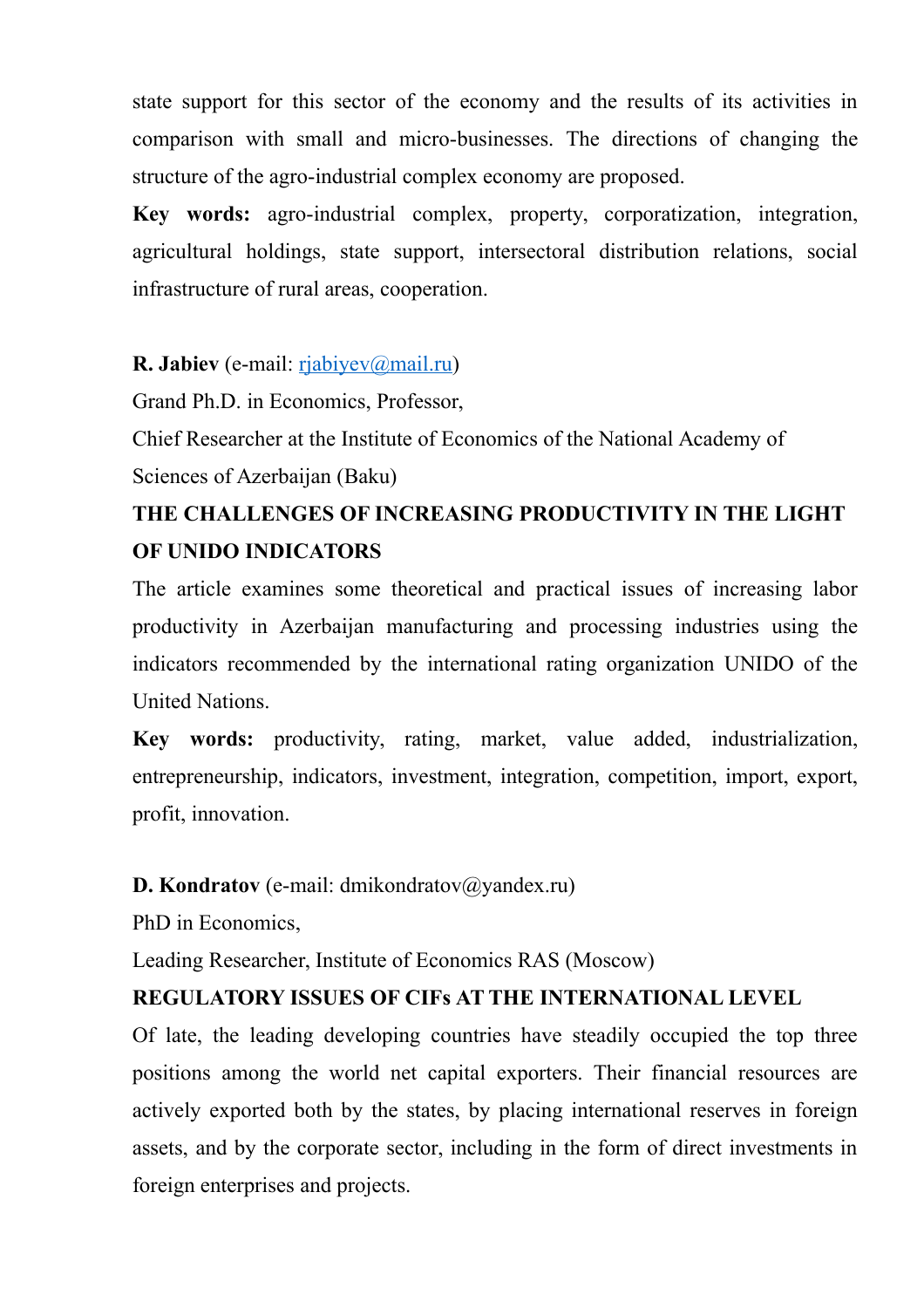state support for this sector of the economy and the results of its activities in comparison with small and micro-businesses. The directions of changing the structure of the agro-industrial complex economy are proposed.

**Key words:** agro-industrial complex, property, corporatization, integration, agricultural holdings, state support, intersectoral distribution relations, social infrastructure of rural areas, cooperation.

**R. Jabiev** (e-mail: [rjabiyev@mail.ru](mailto:rjabiyev@mail.ru))

Grand Ph.D. in Economics, Professor,

Chief Researcher at the Institute of Economics of the National Academy of Sciences of Azerbaijan (Baku)

**THE CHALLENGES OF INCREASING PRODUCTIVITY IN THE LIGHT OF UNIDO INDICATORS**

The article examines some theoretical and practical issues of increasing labor productivity in Azerbaijan manufacturing and processing industries using the indicators recommended by the international rating organization UNIDO of the United Nations.

**Key words:** productivity, rating, market, value added, industrialization, entrepreneurship, indicators, investment, integration, competition, import, export, profit, innovation.

**D. Kondratov** (e-mail: dmikondratov@yandex.ru)

PhD in Economics,

Leading Researcher, Institute of Economics RAS (Moscow)

**REGULATORY ISSUES OF CIFs AT THE INTERNATIONAL LEVEL**

Of late, the leading developing countries have steadily occupied the top three positions among the world net capital exporters. Their financial resources are actively exported both by the states, by placing international reserves in foreign assets, and by the corporate sector, including in the form of direct investments in foreign enterprises and projects.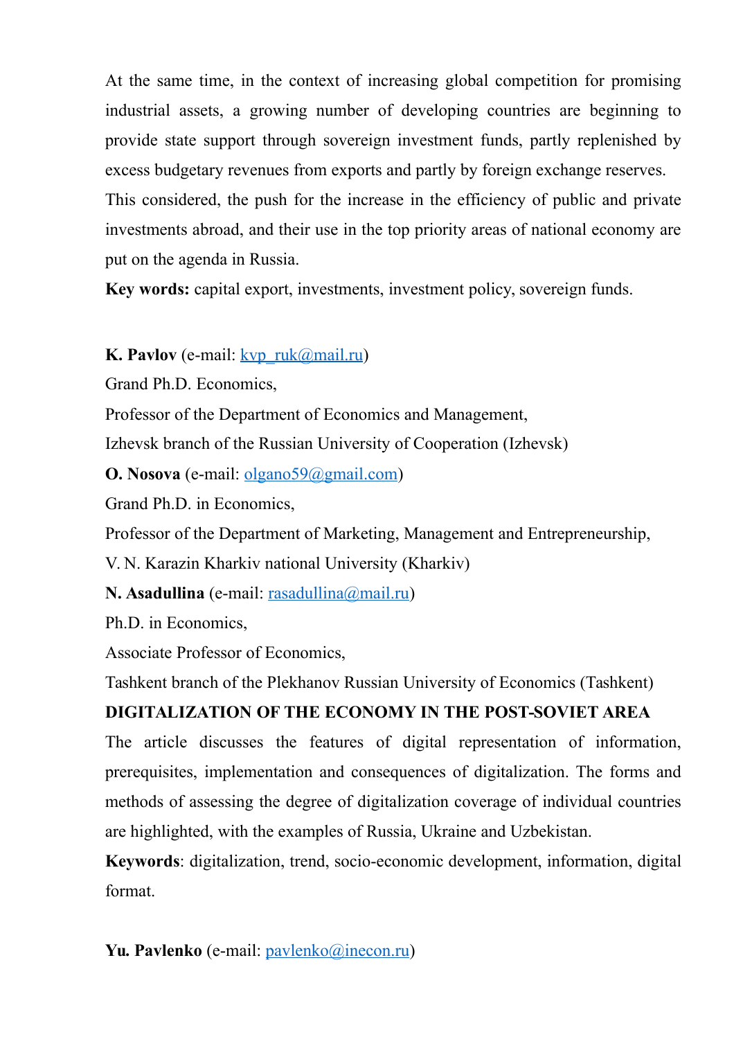At the same time, in the context of increasing global competition for promising industrial assets, a growing number of developing countries are beginning to provide state support through sovereign investment funds, partly replenished by excess budgetary revenues from exports and partly by foreign exchange reserves.

This considered, the push for the increase in the efficiency of public and private investments abroad, and their use in the top priority areas of national economy are put on the agenda in Russia.

**Key words:** capital export, investments, investment policy, sovereign funds.

**K. Pavlov** (e-mail: kvp_ruk@mail.ru)

Grand Ph.D. Economics,

Professor of the Department of Economics and Management,

Izhevsk branch of the Russian University of Cooperation (Izhevsk)

**O. Nosova** (e-mail: olgano59@gmail.com)

Grand Ph.D. in Economics,

Professor of the Department of Marketing, Management and Entrepreneurship,

V. N. Karazin Kharkiv national University (Kharkiv)

**N. Asadullina** (e-mail: rasadullina@mail.ru)

Ph.D. in Economics,

Associate Professor of Economics,

Tashkent branch of the Plekhanov Russian University of Economics (Tashkent)

**DIGITALIZATION OF THE ECONOMY IN THE POST-SOVIET AREA**

The article discusses the features of digital representation of information, prerequisites, implementation and consequences of digitalization. The forms and methods of assessing the degree of digitalization coverage of individual countries are highlighted, with the examples of Russia, Ukraine and Uzbekistan.

**Keywords**: digitalization, trend, socio-economic development, information, digital format.

**Yu. Pavlenko** (e-mail: pavlenko@inecon.ru)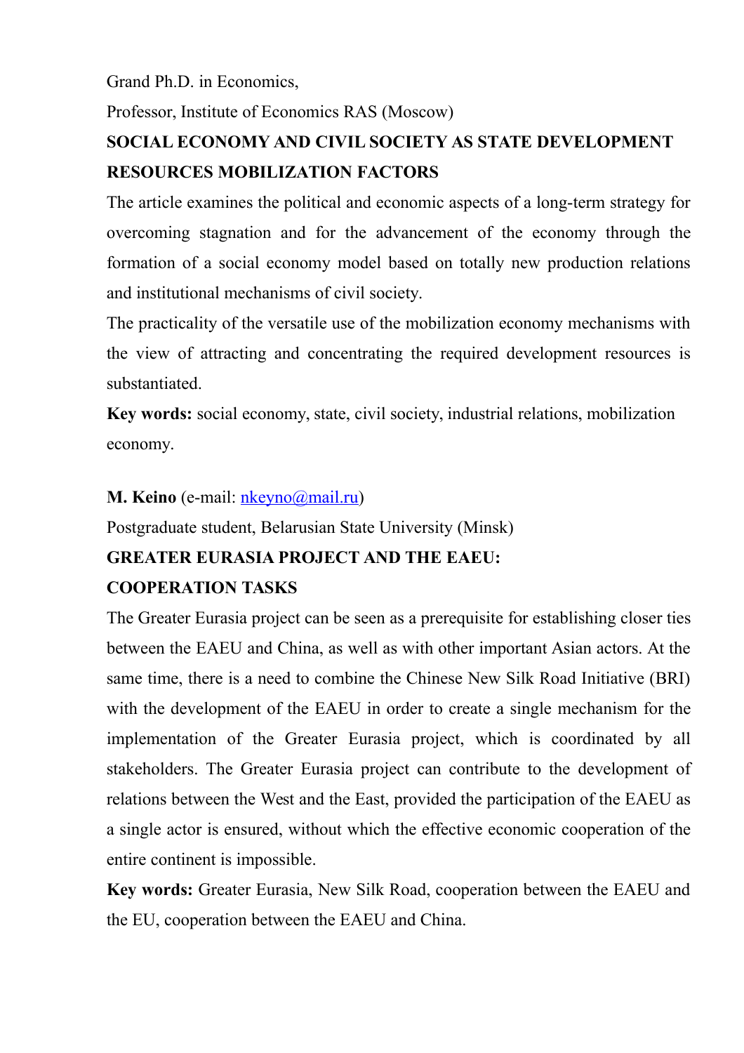Grand Ph.D. in Economics,

Professor, Institute of Economics RAS (Moscow)

**SOCIAL ECONOMY AND CIVIL SOCIETY AS STATE DEVELOPMENT RESOURCES MOBILIZATION FACTORS**

The article examines the political and economic aspects of a long-term strategy for overcoming stagnation and for the advancement of the economy through the formation of a social economy model based on totally new production relations and institutional mechanisms of civil society.

The practicality of the versatile use of the mobilization economy mechanisms with the view of attracting and concentrating the required development resources is substantiated.

**Key words:** social economy, state, civil society, industrial relations, mobilization economy.

**M. Keino** (e-mail: nkeyno@mail.ru)

Postgraduate student, Belarusian State University (Minsk)

**GREATER EURASIA PROJECT AND THE EAEU: COOPERATION TASKS**

The Greater Eurasia project can be seen as a prerequisite for establishing closer ties between the EAEU and China, as well as with other important Asian actors. At the same time, there is a need to combine the Chinese New Silk Road Initiative (BRI) with the development of the EAEU in order to create a single mechanism for the implementation of the Greater Eurasia project, which is coordinated by all stakeholders. The Greater Eurasia project can contribute to the development of relations between the West and the East, provided the participation of the EAEU as a single actor is ensured, without which the effective economic cooperation of the entire continent is impossible.

**Key words:** Greater Eurasia, New Silk Road, cooperation between the EAEU and the EU, cooperation between the EAEU and China.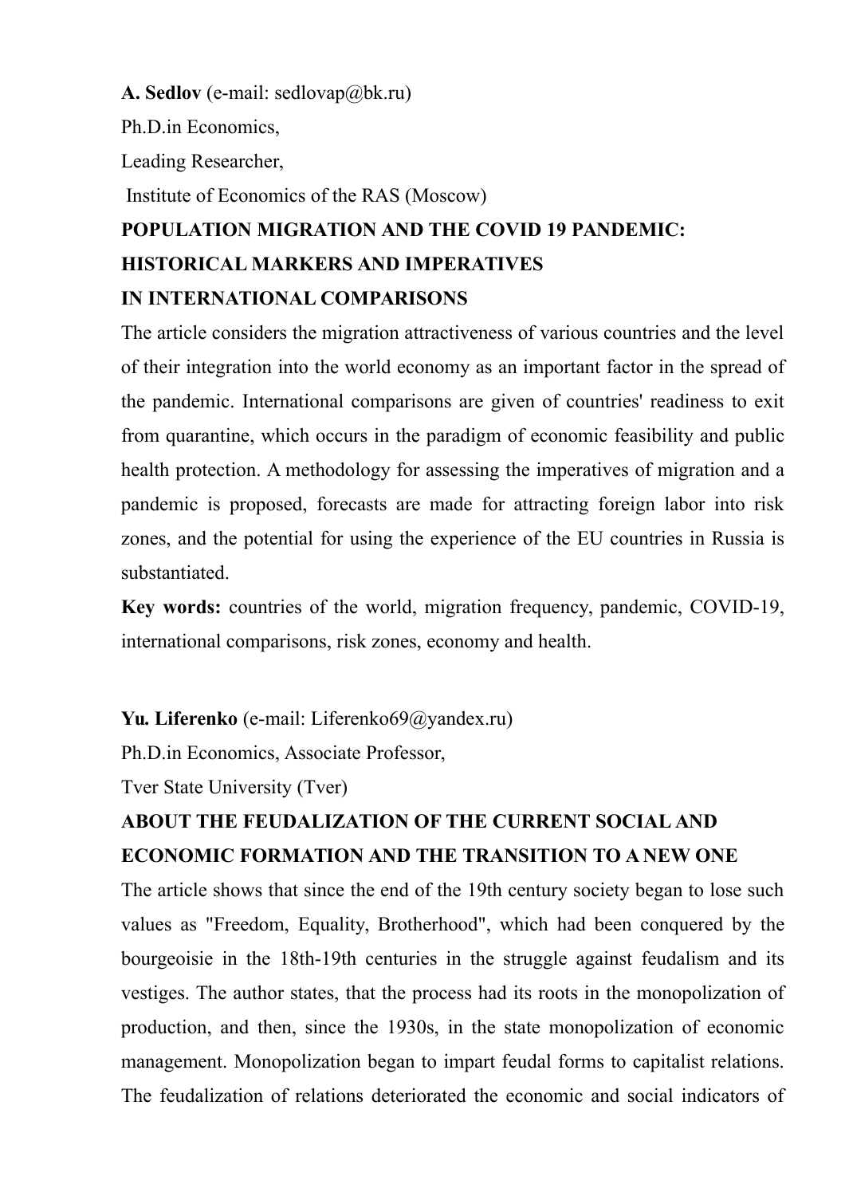**A. Sedlov** (e-mail: sedlovap@bk.ru)

Ph.D.in Economics,

Leading Researcher,

Institute of Economics of the RAS (Moscow)

**POPULATION MIGRATION AND THE COVID 19 PANDEMIC: HISTORICAL MARKERS AND IMPERATIVES IN INTERNATIONAL COMPARISONS**

The article considers the migration attractiveness of various countries and the level of their integration into the world economy as an important factor in the spread of the pandemic. International comparisons are given of countries' readiness to exit from quarantine, which occurs in the paradigm of economic feasibility and public health protection. A methodology for assessing the imperatives of migration and a pandemic is proposed, forecasts are made for attracting foreign labor into risk zones, and the potential for using the experience of the EU countries in Russia is substantiated.

**Key words:** countries of the world, migration frequency, pandemic, COVID-19, international comparisons, risk zones, economy and health.

**Yu. Liferenko** (e-mail: Liferenko69@yandex.ru)

Ph.D.in Economics, Associate Professor,

Tver State University (Tver)

**ABOUT THE FEUDALIZATION OF THE CURRENT SOCIAL AND ECONOMIC FORMATION AND THE TRANSITION TO A NEW ONE**

The article shows that since the end of the 19th century society began to lose such values as "Freedom, Equality, Brotherhood", which had been conquered by the bourgeoisie in the 18th-19th centuries in the struggle against feudalism and its vestiges. The author states, that the process had its roots in the monopolization of production, and then, since the 1930s, in the state monopolization of economic management. Monopolization began to impart feudal forms to capitalist relations. The feudalization of relations deteriorated the economic and social indicators of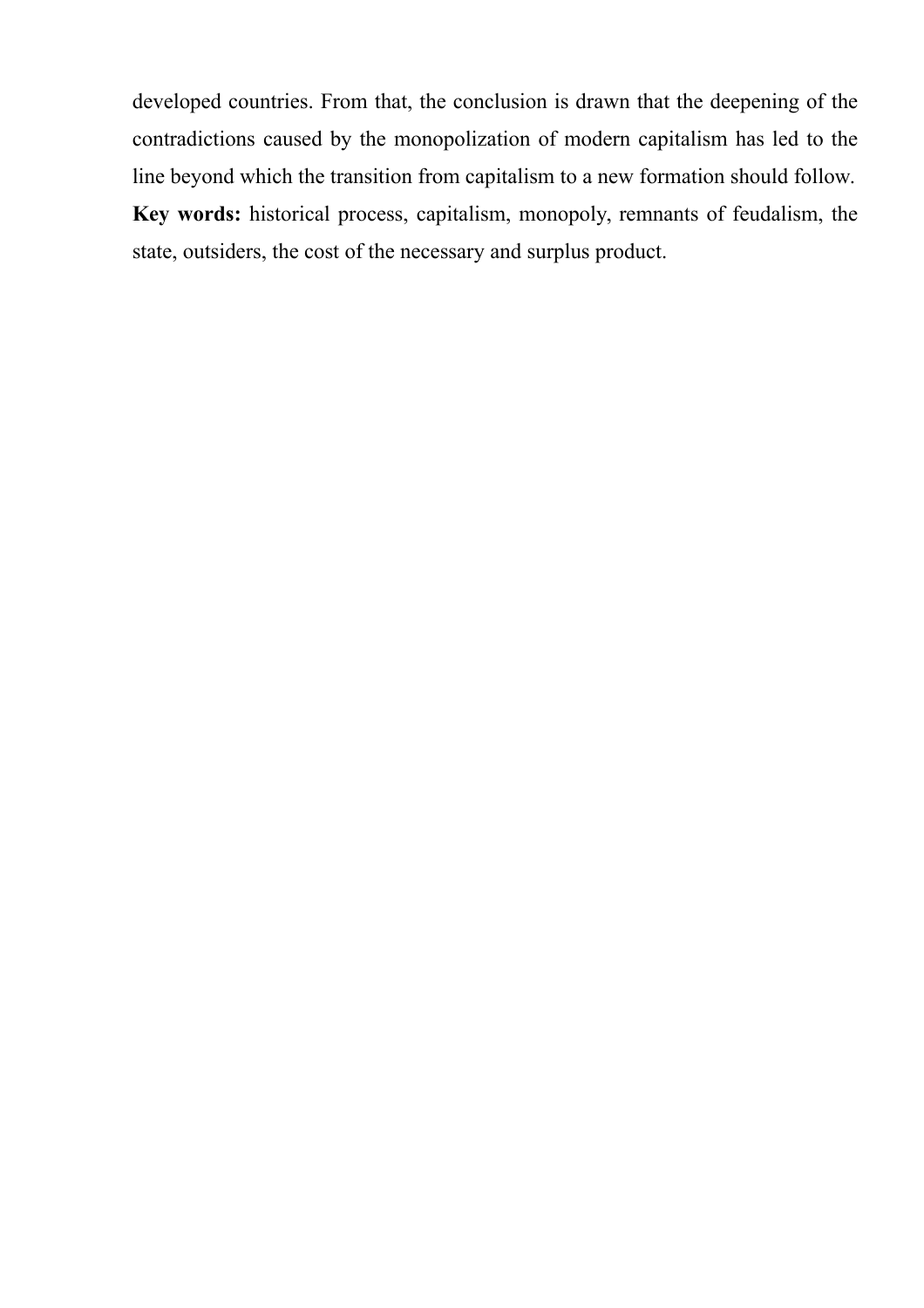developed countries. From that, the conclusion is drawn that the deepening of the contradictions caused by the monopolization of modern capitalism has led to the line beyond which the transition from capitalism to a new formation should follow.

**Key words:** historical process, capitalism, monopoly, remnants of feudalism, the state, outsiders, the cost of the necessary and surplus product.